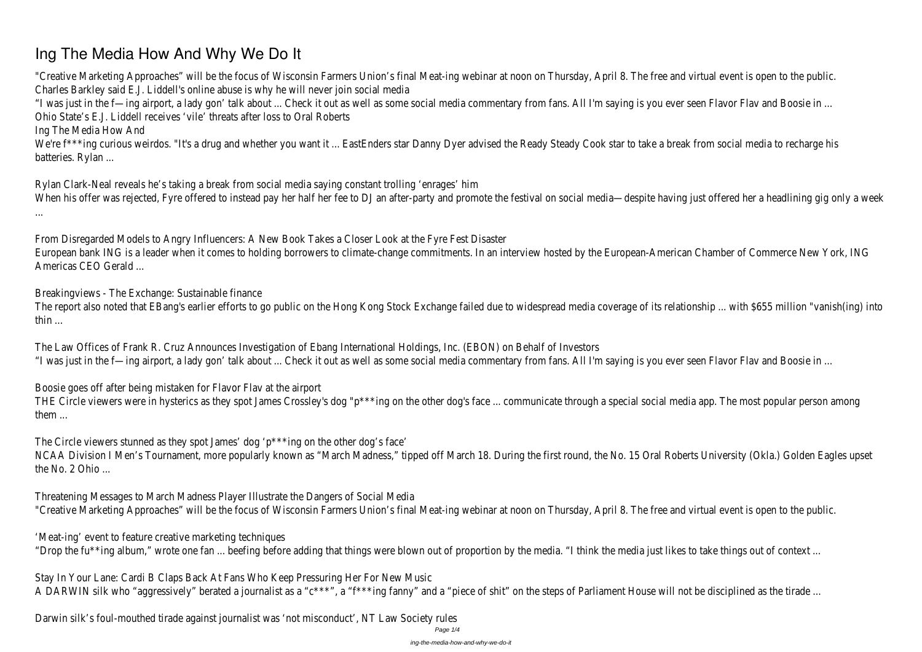# Ing The Media How And Why We Do It

"Creative Marketing Approaches" will be the focus of Wisconsin Farmers Union's final Meat-ing webinar at noon on Thursday, April 8. The free and virtual event is open to the public.

Charles Barkley said E.J. Liddell's online abuse is why he will never join social media

"I was just in the f—ing airport, a lady gon' talk about ... Check it out as well as some social media commentary from fans. All I'm saying is you ever seen Flavor Flav and Boosie in ...

Ohio State's E.J. Liddell receives 'vile' threats after loss to Oral Roberts

Ing The Media How And

We're f***ing curious weirdos. "It's a drug and whether you want it ... EastEnders star Danny Dyer advised the Ready Steady Cook star to take a break from social media to recharge his batteries. Rylan ...

Rylan Clark-Neal reveals he's taking a break from social media saying constant trolling 'enrages' him

When his offer was rejected, Fyre offered to instead pay her half her fee to DJ an after-party and promote the festival on social media—despite having just offered her a headlining gig only a week ...

From Disregarded Models to Angry Influencers: A New Book Takes a Closer Look at the Fyre Fest Disaster

European bank ING is a leader when it comes to holding borrowers to climate-change commitments. In an interview hosted by the European-American Chamber of Commerce New York, ING Americas CEO Gerald ...

Breakingviews - The Exchange: Sustainable finance

The report also noted that EBang's earlier efforts to go public on the Hong Kong Stock Exchange failed due to widespread media coverage of its relationship ... with $655 million "vanish(ing) into thin ...

The Law Offices of Frank R. Cruz Announces Investigation of Ebang International Holdings, Inc. (EBON) on Behalf of Investors

"I was just in the f—ing airport, a lady gon' talk about ... Check it out as well as some social media commentary from fans. All I'm saying is you ever seen Flavor Flav and Boosie in ...

Boosie goes off after being mistaken for Flavor Flav at the airport

THE Circle viewers were in hysterics as they spot James Crossley's dog "p***ing on the other dog's face ... communicate through a special social media app. The most popular person among them ...

The Circle viewers stunned as they spot James' dog 'p***ing on the other dog's face'

NCAA Division I Men's Tournament, more popularly known as "March Madness," tipped off March 18. During the first round, the No. 15 Oral Roberts University (Okla.) Golden Eagles upset the No. 2 Ohio ...

Threatening Messages to March Madness Player Illustrate the Dangers of Social Media

"Creative Marketing Approaches" will be the focus of Wisconsin Farmers Union's final Meat-ing webinar at noon on Thursday, April 8. The free and virtual event is open to the public.

'Meat-ing' event to feature creative marketing techniques

"Drop the fu**ing album," wrote one fan ... beefing before adding that things were blown out of proportion by the media. "I think the media just likes to take things out of context ...

Stay In Your Lane: Cardi B Claps Back At Fans Who Keep Pressuring Her For New Music

A DARWIN silk who "aggressively" berated a journalist as a "c***", a "f***ing fanny" and a "piece of shit" on the steps of Parliament House will not be disciplined as the tirade ...

Darwin silk's foul-mouthed tirade against journalist was 'not misconduct', NT Law Society rules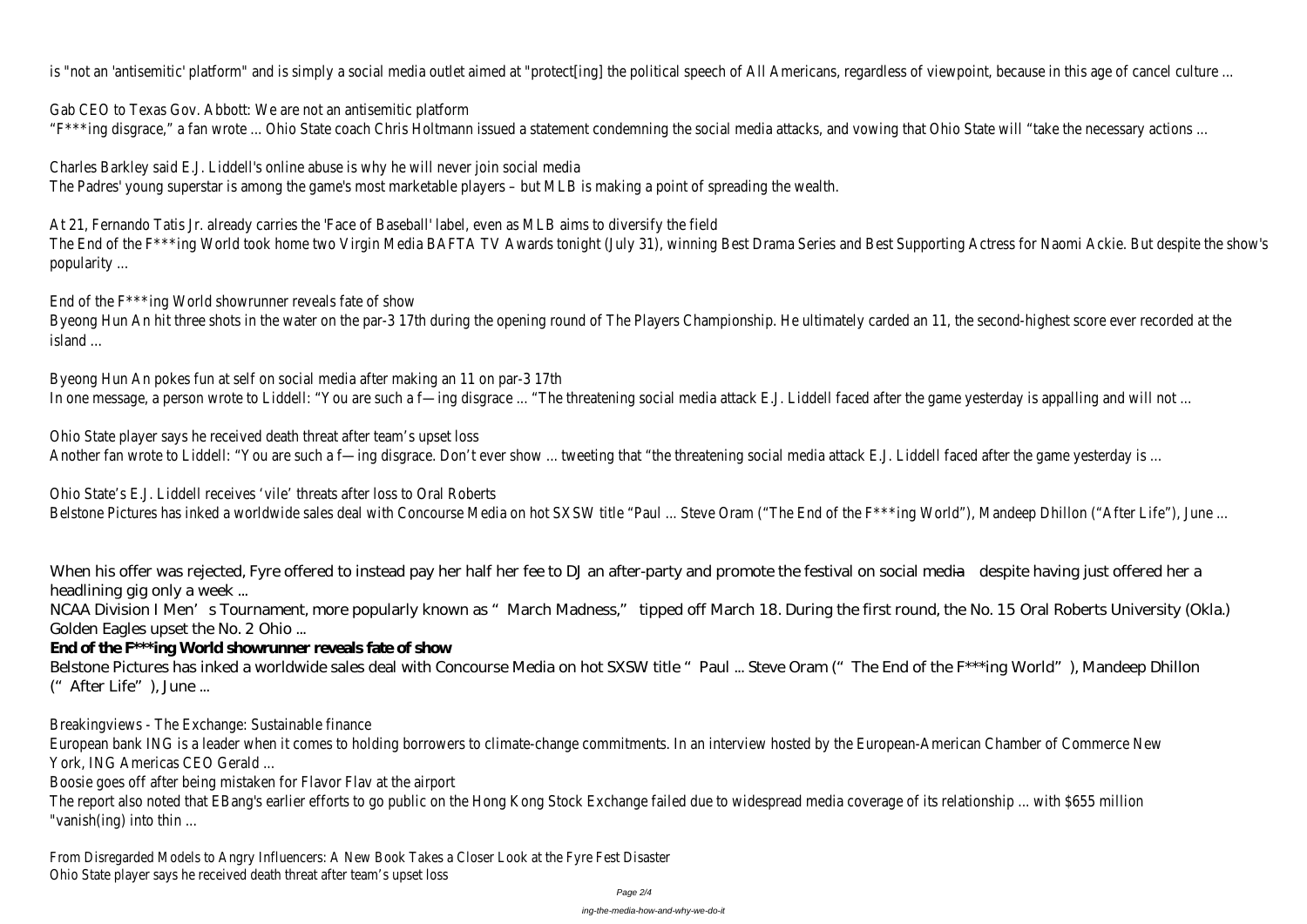is "not an 'antisemitic' platform" and is simply a social media outlet aimed at "protect[ing] the political speech of All Americans, regardless of viewpoint, because in this age of cancel culture ...

Gab CEO to Texas Gov. Abbott: We are not an antisemitic platform
"F***ing disgrace," a fan wrote ... Ohio State coach Chris Holtmann issued a statement condemning the social media attacks, and vowing that Ohio State will "take the necessary actions ...

Charles Barkley said E.J. Liddell's online abuse is why he will never join social media
The Padres' young superstar is among the game's most marketable players – but MLB is making a point of spreading the wealth.

At 21, Fernando Tatis Jr. already carries the 'Face of Baseball' label, even as MLB aims to diversify the field
The End of the F***ing World took home two Virgin Media BAFTA TV Awards tonight (July 31), winning Best Drama Series and Best Supporting Actress for Naomi Ackie. But despite the show's popularity ...

End of the F***ing World showrunner reveals fate of show
Byeong Hun An hit three shots in the water on the par-3 17th during the opening round of The Players Championship. He ultimately carded an 11, the second-highest score ever recorded at the island ...

Byeong Hun An pokes fun at self on social media after making an 11 on par-3 17th
In one message, a person wrote to Liddell: "You are such a f—ing disgrace ... "The threatening social media attack E.J. Liddell faced after the game yesterday is appalling and will not ...

Ohio State player says he received death threat after team's upset loss
Another fan wrote to Liddell: "You are such a f—ing disgrace. Don't ever show ... tweeting that "the threatening social media attack E.J. Liddell faced after the game yesterday is ...

Ohio State's E.J. Liddell receives 'vile' threats after loss to Oral Roberts
Belstone Pictures has inked a worldwide sales deal with Concourse Media on hot SXSW title "Paul ... Steve Oram ("The End of the F***ing World"), Mandeep Dhillon ("After Life"), June ...

When his offer was rejected, Fyre offered to instead pay her half her fee to DJ an after-party and promote the festival on social media—despite having just offered her a headlining gig only a week ...

NCAA Division I Men's Tournament, more popularly known as "March Madness," tipped off March 18. During the first round, the No. 15 Oral Roberts University (Okla.) Golden Eagles upset the No. 2 Ohio ...

**End of the F***ing World showrunner reveals fate of show**

Belstone Pictures has inked a worldwide sales deal with Concourse Media on hot SXSW title "Paul ... Steve Oram ("The End of the F***ing World"), Mandeep Dhillon ("After Life"), June ...

Breakingviews - The Exchange: Sustainable finance
European bank ING is a leader when it comes to holding borrowers to climate-change commitments. In an interview hosted by the European-American Chamber of Commerce New York, ING Americas CEO Gerald ...

Boosie goes off after being mistaken for Flavor Flav at the airport
The report also noted that EBang's earlier efforts to go public on the Hong Kong Stock Exchange failed due to widespread media coverage of its relationship ... with $655 million "vanish(ing) into thin ...

From Disregarded Models to Angry Influencers: A New Book Takes a Closer Look at the Fyre Fest Disaster
Ohio State player says he received death threat after team's upset loss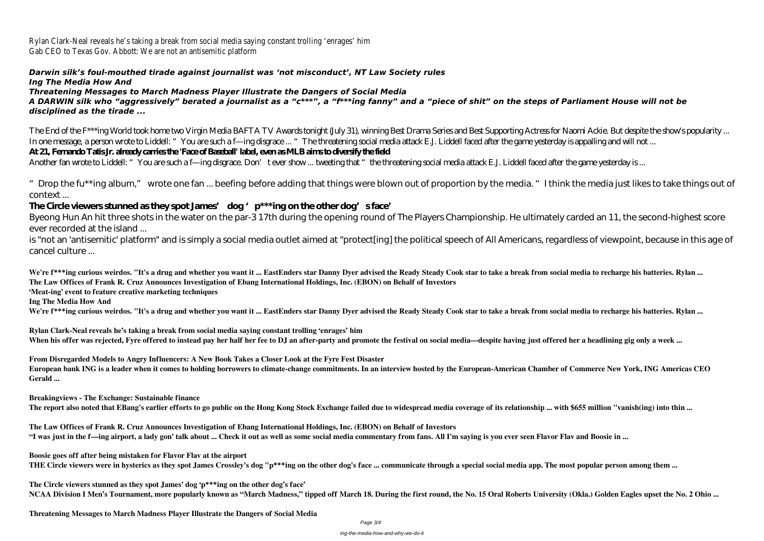Rylan Clark-Neal reveals he's taking a break from social media saying constant trolling 'enrages' him
Gab CEO to Texas Gov. Abbott: We are not an antisemitic platform

***Darwin silk's foul-mouthed tirade against journalist was 'not misconduct', NT Law Society rules***
***Ing The Media How And***
***Threatening Messages to March Madness Player Illustrate the Dangers of Social Media***
***A DARWIN silk who "aggressively" berated a journalist as a "c\*\*\*", a "f\*\*\*ing fanny" and a "piece of shit" on the steps of Parliament House will not be disciplined as the tirade ...***

The End of the F***ing World took home two Virgin Media BAFTA TV Awards tonight (July 31), winning Best Drama Series and Best Supporting Actress for Naomi Ackie. But despite the show's popularity ...
In one message, a person wrote to Liddell: "You are such a f—ing disgrace ... "The threatening social media attack E.J. Liddell faced after the game yesterday is appalling and will not ...
**At 21, Fernando Tatis Jr. already carries the 'Face of Baseball' label, even as MLB aims to diversify the field**
Another fan wrote to Liddell: "You are such a f—ing disgrace. Don't ever show ... tweeting that "the threatening social media attack E.J. Liddell faced after the game yesterday is ...

"Drop the fu**ing album," wrote one fan ... beefing before adding that things were blown out of proportion by the media. "I think the media just likes to take things out of context ...
**The Circle viewers stunned as they spot James' dog 'p\*\*\*ing on the other dog's face'**
Byeong Hun An hit three shots in the water on the par-3 17th during the opening round of The Players Championship. He ultimately carded an 11, the second-highest score ever recorded at the island ...
is "not an 'antisemitic' platform" and is simply a social media outlet aimed at "protect[ing] the political speech of All Americans, regardless of viewpoint, because in this age of cancel culture ...

**We're f\*\*\*ing curious weirdos. "It's a drug and whether you want it ... EastEnders star Danny Dyer advised the Ready Steady Cook star to take a break from social media to recharge his batteries. Rylan ...**
**The Law Offices of Frank R. Cruz Announces Investigation of Ebang International Holdings, Inc. (EBON) on Behalf of Investors**
**'Meat-ing' event to feature creative marketing techniques**
**Ing The Media How And**
**We're f\*\*\*ing curious weirdos. "It's a drug and whether you want it ... EastEnders star Danny Dyer advised the Ready Steady Cook star to take a break from social media to recharge his batteries. Rylan ...**

**Rylan Clark-Neal reveals he's taking a break from social media saying constant trolling 'enrages' him**
**When his offer was rejected, Fyre offered to instead pay her half her fee to DJ an after-party and promote the festival on social media—despite having just offered her a headlining gig only a week ...**

**From Disregarded Models to Angry Influencers: A New Book Takes a Closer Look at the Fyre Fest Disaster**
**European bank ING is a leader when it comes to holding borrowers to climate-change commitments. In an interview hosted by the European-American Chamber of Commerce New York, ING Americas CEO Gerald ...**

**Breakingviews - The Exchange: Sustainable finance**
**The report also noted that EBang's earlier efforts to go public on the Hong Kong Stock Exchange failed due to widespread media coverage of its relationship ... with $655 million "vanish(ing) into thin ...**

**The Law Offices of Frank R. Cruz Announces Investigation of Ebang International Holdings, Inc. (EBON) on Behalf of Investors**
**"I was just in the f—ing airport, a lady gon' talk about ... Check it out as well as some social media commentary from fans. All I'm saying is you ever seen Flavor Flav and Boosie in ...**

**Boosie goes off after being mistaken for Flavor Flav at the airport**
**THE Circle viewers were in hysterics as they spot James Crossley's dog "p\*\*\*ing on the other dog's face ... communicate through a special social media app. The most popular person among them ...**

**The Circle viewers stunned as they spot James' dog 'p\*\*\*ing on the other dog's face'**
**NCAA Division I Men's Tournament, more popularly known as "March Madness," tipped off March 18. During the first round, the No. 15 Oral Roberts University (Okla.) Golden Eagles upset the No. 2 Ohio ...**

**Threatening Messages to March Madness Player Illustrate the Dangers of Social Media**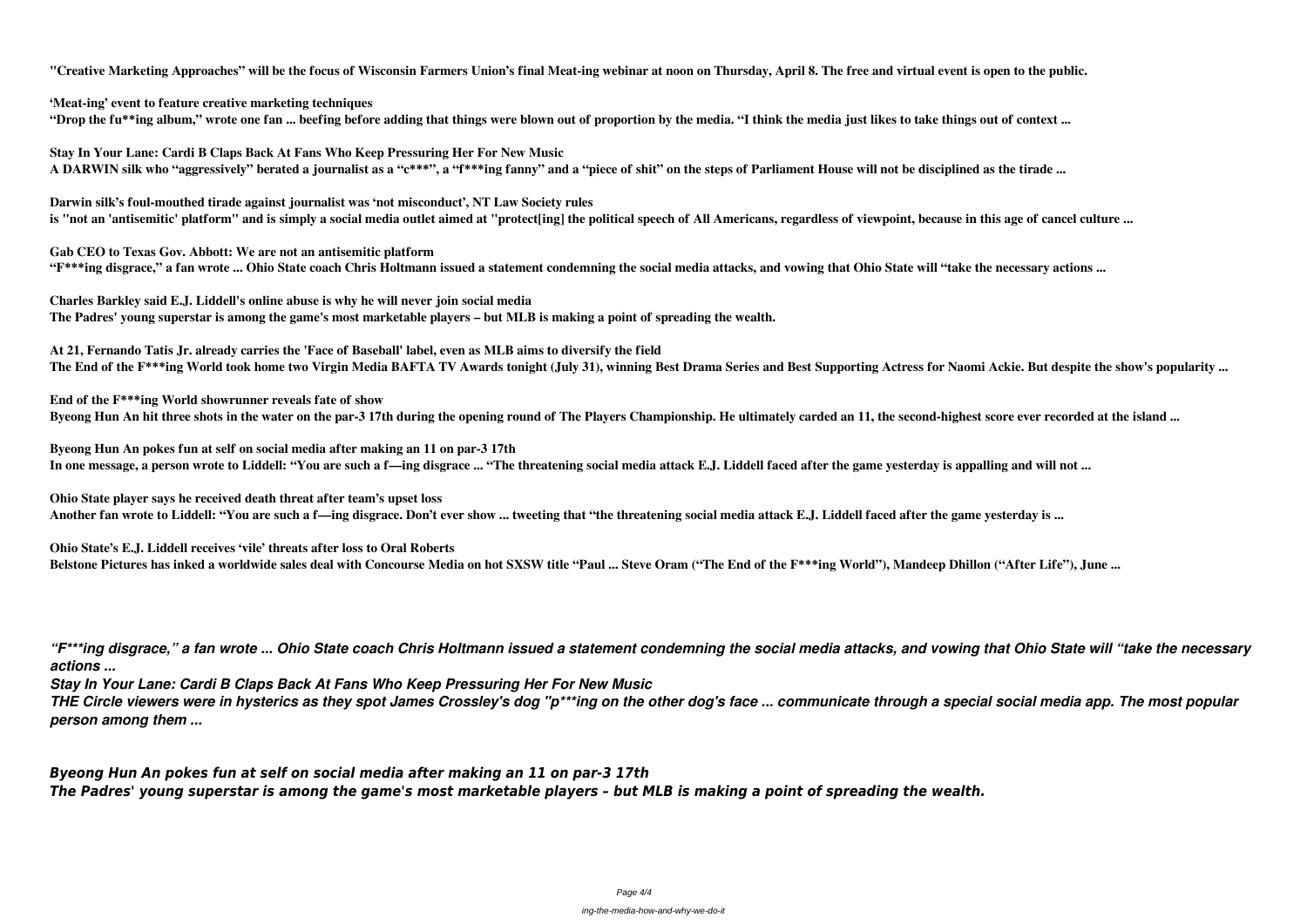**"Creative Marketing Approaches" will be the focus of Wisconsin Farmers Union's final Meat-ing webinar at noon on Thursday, April 8. The free and virtual event is open to the public.**

**'Meat-ing' event to feature creative marketing techniques**
**"Drop the fu**ing album," wrote one fan ... beefing before adding that things were blown out of proportion by the media. "I think the media just likes to take things out of context ...**

**Stay In Your Lane: Cardi B Claps Back At Fans Who Keep Pressuring Her For New Music**
**A DARWIN silk who "aggressively" berated a journalist as a "c***", a "f***ing fanny" and a "piece of shit" on the steps of Parliament House will not be disciplined as the tirade ...**

**Darwin silk's foul-mouthed tirade against journalist was 'not misconduct', NT Law Society rules**
**is "not an 'antisemitic' platform" and is simply a social media outlet aimed at "protect[ing] the political speech of All Americans, regardless of viewpoint, because in this age of cancel culture ...**

**Gab CEO to Texas Gov. Abbott: We are not an antisemitic platform**
**"F***ing disgrace," a fan wrote ... Ohio State coach Chris Holtmann issued a statement condemning the social media attacks, and vowing that Ohio State will "take the necessary actions ...**

**Charles Barkley said E.J. Liddell's online abuse is why he will never join social media**
**The Padres' young superstar is among the game's most marketable players – but MLB is making a point of spreading the wealth.**

**At 21, Fernando Tatis Jr. already carries the 'Face of Baseball' label, even as MLB aims to diversify the field**
**The End of the F***ing World took home two Virgin Media BAFTA TV Awards tonight (July 31), winning Best Drama Series and Best Supporting Actress for Naomi Ackie. But despite the show's popularity ...**

**End of the F***ing World showrunner reveals fate of show**
**Byeong Hun An hit three shots in the water on the par-3 17th during the opening round of The Players Championship. He ultimately carded an 11, the second-highest score ever recorded at the island ...**

**Byeong Hun An pokes fun at self on social media after making an 11 on par-3 17th**
**In one message, a person wrote to Liddell: "You are such a f—ing disgrace ... "The threatening social media attack E.J. Liddell faced after the game yesterday is appalling and will not ...**

**Ohio State player says he received death threat after team's upset loss**
**Another fan wrote to Liddell: "You are such a f—ing disgrace. Don't ever show ... tweeting that "the threatening social media attack E.J. Liddell faced after the game yesterday is ...**

**Ohio State's E.J. Liddell receives 'vile' threats after loss to Oral Roberts**
**Belstone Pictures has inked a worldwide sales deal with Concourse Media on hot SXSW title "Paul ... Steve Oram ("The End of the F***ing World"), Mandeep Dhillon ("After Life"), June ...**

***"F***ing disgrace," a fan wrote ... Ohio State coach Chris Holtmann issued a statement condemning the social media attacks, and vowing that Ohio State will "take the necessary actions ...***
***Stay In Your Lane: Cardi B Claps Back At Fans Who Keep Pressuring Her For New Music***
***THE Circle viewers were in hysterics as they spot James Crossley's dog "p***ing on the other dog's face ... communicate through a special social media app. The most popular person among them ...***

***Byeong Hun An pokes fun at self on social media after making an 11 on par-3 17th***
***The Padres' young superstar is among the game's most marketable players – but MLB is making a point of spreading the wealth.***